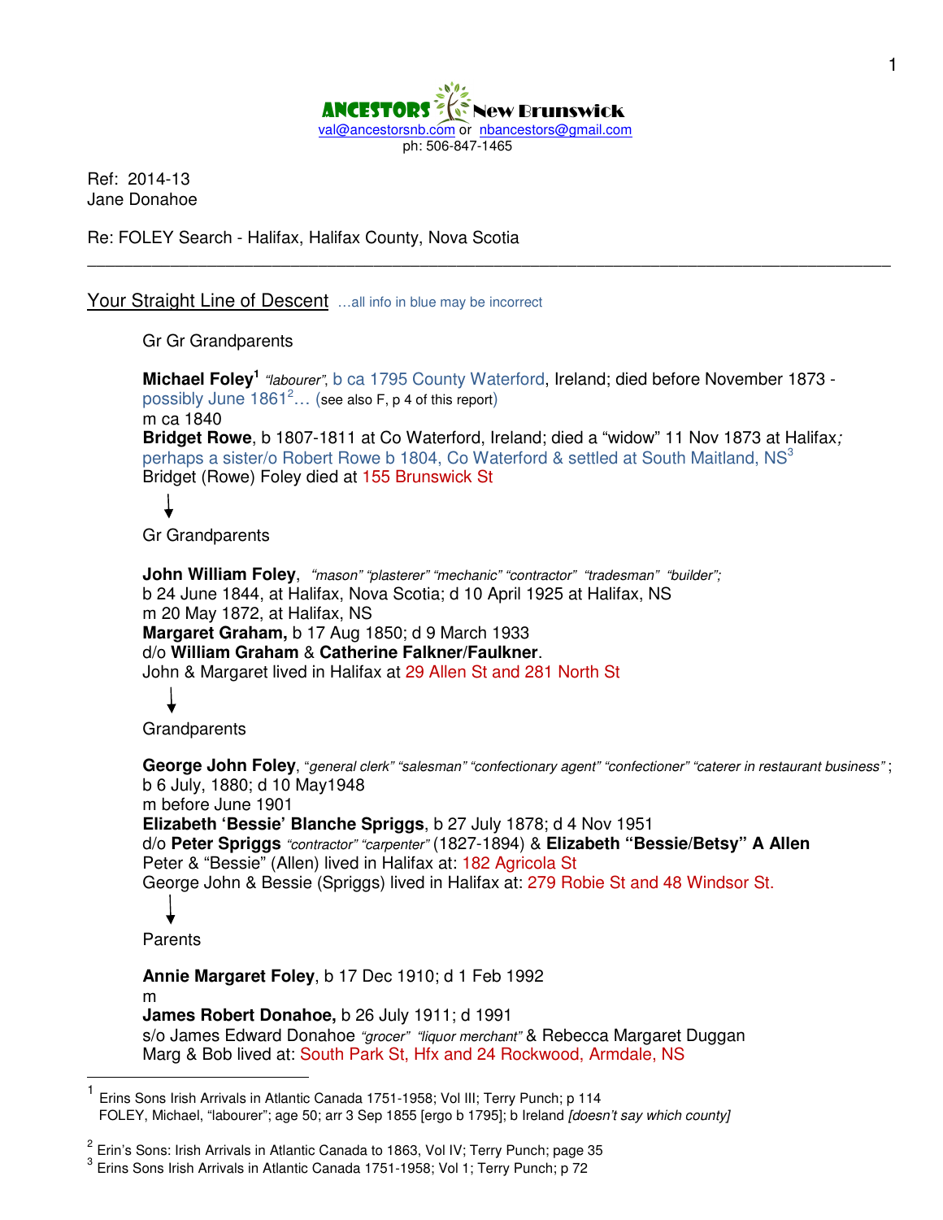**ANCESTORS New Brunswick**
val@ancestorsnb.com or nbancestors@gmail.com
ph: 506-847-1465

Ref: 2014-13
Jane Donahoe

Re: FOLEY Search - Halifax, Halifax County, Nova Scotia

---

## Your Straight Line of Descent …all info in blue may be incorrect

Gr Gr Grandparents

**Michael Foley**[1] *"labourer"*, b ca 1795 County Waterford, Ireland; died before November 1873 - possibly June 1861[2]… (see also F, p 4 of this report)
m ca 1840
**Bridget Rowe**, b 1807-1811 at Co Waterford, Ireland; died a "widow" 11 Nov 1873 at Halifax; perhaps a sister/o Robert Rowe b 1804, Co Waterford & settled at South Maitland, NS[3]
Bridget (Rowe) Foley died at 155 Brunswick St

↓

Gr Grandparents

**John William Foley**, *"mason" "plasterer" "mechanic" "contractor" "tradesman" "builder";*
b 24 June 1844, at Halifax, Nova Scotia; d 10 April 1925 at Halifax, NS
m 20 May 1872, at Halifax, NS
**Margaret Graham,** b 17 Aug 1850; d 9 March 1933
d/o **William Graham** & **Catherine Falkner/Faulkner**.
John & Margaret lived in Halifax at 29 Allen St and 281 North St

↓

Grandparents

**George John Foley**, *"general clerk" "salesman" "confectionary agent" "confectioner" "caterer in restaurant business"* ;
b 6 July, 1880; d 10 May1948
m before June 1901
**Elizabeth 'Bessie' Blanche Spriggs**, b 27 July 1878; d 4 Nov 1951
d/o **Peter Spriggs** *"contractor" "carpenter"* (1827-1894) & **Elizabeth "Bessie/Betsy" A Allen**
Peter & "Bessie" (Allen) lived in Halifax at: 182 Agricola St
George John & Bessie (Spriggs) lived in Halifax at: 279 Robie St and 48 Windsor St.

↓

Parents

**Annie Margaret Foley**, b 17 Dec 1910; d 1 Feb 1992
m
**James Robert Donahoe,** b 26 July 1911; d 1991
s/o James Edward Donahoe *"grocer" "liquor merchant"* & Rebecca Margaret Duggan
Marg & Bob lived at: South Park St, Hfx and 24 Rockwood, Armdale, NS

---

[1] Erins Sons Irish Arrivals in Atlantic Canada 1751-1958; Vol III; Terry Punch; p 114
FOLEY, Michael, "labourer"; age 50; arr 3 Sep 1855 [ergo b 1795]; b Ireland *[doesn't say which county]*

[2] Erin's Sons: Irish Arrivals in Atlantic Canada to 1863, Vol IV; Terry Punch; page 35

[3] Erins Sons Irish Arrivals in Atlantic Canada 1751-1958; Vol 1; Terry Punch; p 72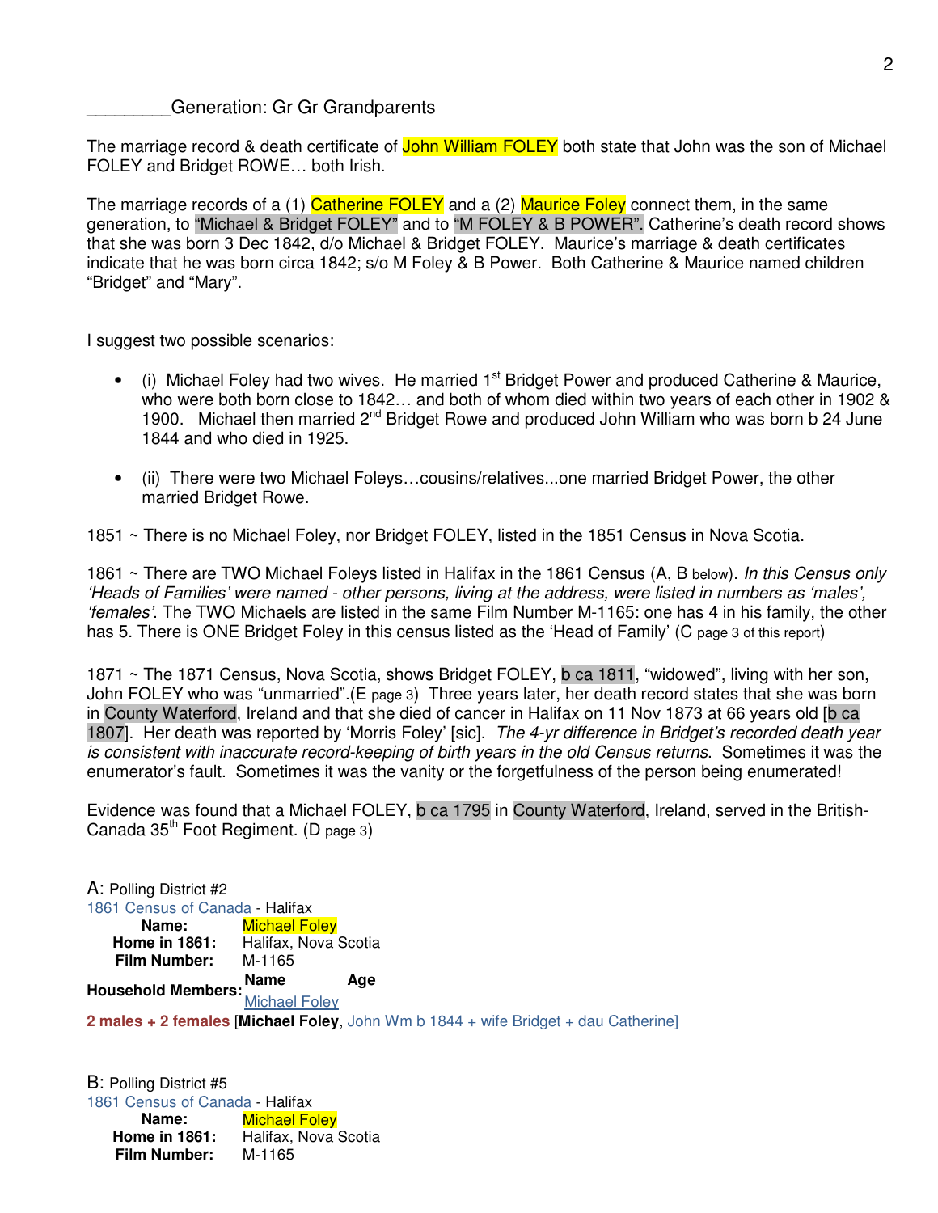________Generation: Gr Gr Grandparents

The marriage record & death certificate of John William FOLEY both state that John was the son of Michael FOLEY and Bridget ROWE… both Irish.

The marriage records of a (1) Catherine FOLEY and a (2) Maurice Foley connect them, in the same generation, to "Michael & Bridget FOLEY" and to "M FOLEY & B POWER". Catherine's death record shows that she was born 3 Dec 1842, d/o Michael & Bridget FOLEY. Maurice's marriage & death certificates indicate that he was born circa 1842; s/o M Foley & B Power. Both Catherine & Maurice named children "Bridget" and "Mary".

I suggest two possible scenarios:

- (i) Michael Foley had two wives. He married 1st Bridget Power and produced Catherine & Maurice, who were both born close to 1842… and both of whom died within two years of each other in 1902 & 1900. Michael then married 2nd Bridget Rowe and produced John William who was born b 24 June 1844 and who died in 1925.
- (ii) There were two Michael Foleys…cousins/relatives...one married Bridget Power, the other married Bridget Rowe.

1851 ~ There is no Michael Foley, nor Bridget FOLEY, listed in the 1851 Census in Nova Scotia.

1861 ~ There are TWO Michael Foleys listed in Halifax in the 1861 Census (A, B below). *In this Census only 'Heads of Families' were named - other persons, living at the address, were listed in numbers as 'males', 'females'*. The TWO Michaels are listed in the same Film Number M-1165: one has 4 in his family, the other has 5. There is ONE Bridget Foley in this census listed as the 'Head of Family' (C page 3 of this report)

1871 ~ The 1871 Census, Nova Scotia, shows Bridget FOLEY, b ca 1811, "widowed", living with her son, John FOLEY who was "unmarried".(E page 3) Three years later, her death record states that she was born in County Waterford, Ireland and that she died of cancer in Halifax on 11 Nov 1873 at 66 years old [b ca 1807]. Her death was reported by 'Morris Foley' [sic]. *The 4-yr difference in Bridget's recorded death year is consistent with inaccurate record-keeping of birth years in the old Census returns*. Sometimes it was the enumerator's fault. Sometimes it was the vanity or the forgetfulness of the person being enumerated!

Evidence was found that a Michael FOLEY, b ca 1795 in County Waterford, Ireland, served in the British-Canada 35th Foot Regiment. (D page 3)

A: Polling District #2
1861 Census of Canada - Halifax

| | |
|---|---|
| **Name:** | Michael Foley |
| **Home in 1861:** | Halifax, Nova Scotia |
| **Film Number:** | M-1165 |
| **Household Members:** | **Name** / **Age** |
| | Michael Foley |

**2 males + 2 females** [**Michael Foley**, John Wm b 1844 + wife Bridget + dau Catherine]

B: Polling District #5
1861 Census of Canada - Halifax

| | |
|---|---|
| **Name:** | Michael Foley |
| **Home in 1861:** | Halifax, Nova Scotia |
| **Film Number:** | M-1165 |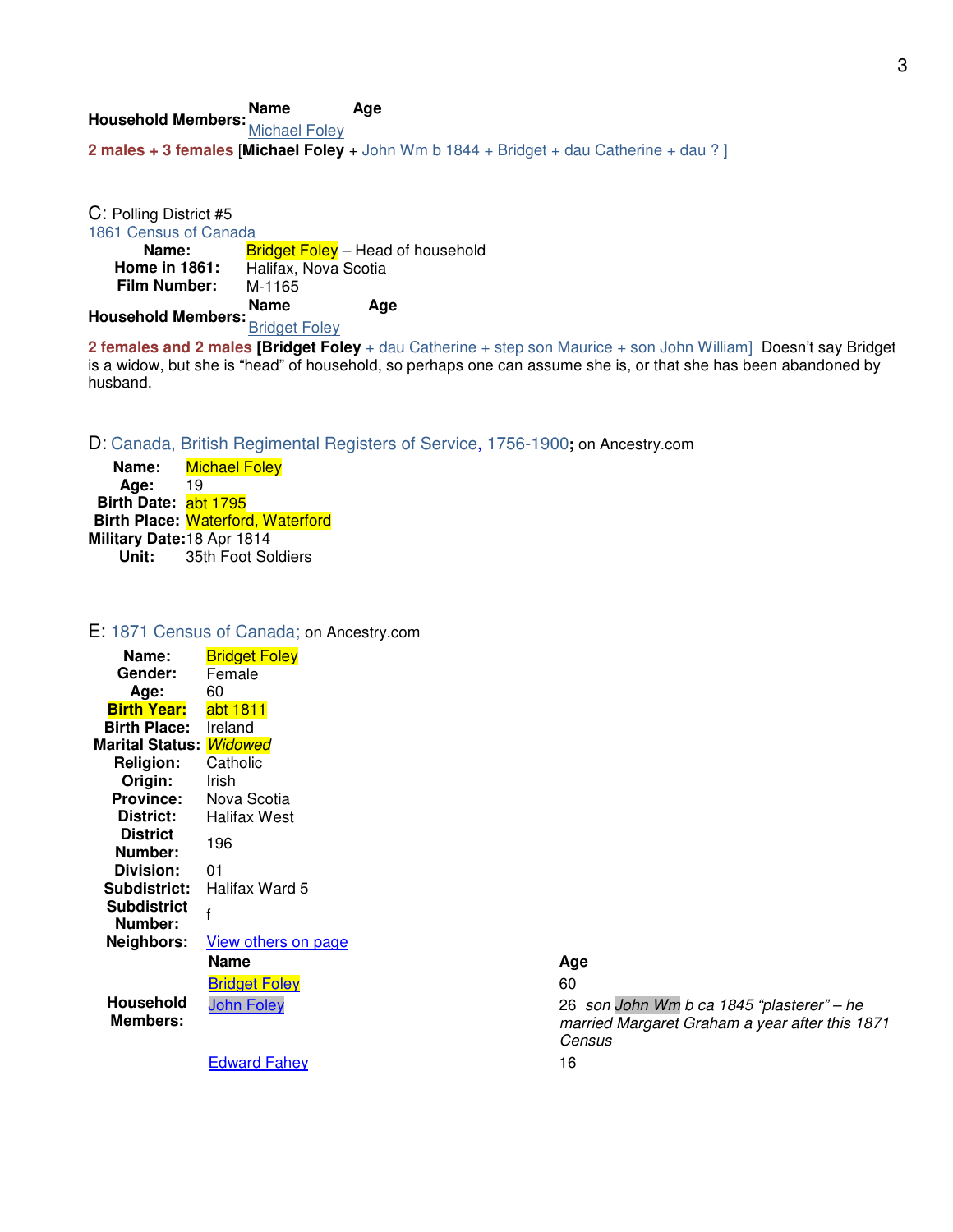**Household Members:**

| Name | Age |
|---|---|
| Michael Foley | |

**2 males + 3 females** [**Michael Foley** + John Wm b 1844 + Bridget + dau Catherine + dau ? ]

C: Polling District #5
1861 Census of Canada

**Name:** Bridget Foley – Head of household
**Home in 1861:** Halifax, Nova Scotia
**Film Number:** M-1165

**Household Members:**

| Name | Age |
|---|---|
| Bridget Foley | |

**2 females and 2 males** [**Bridget Foley** + dau Catherine + step son Maurice + son John William] Doesn't say Bridget is a widow, but she is "head" of household, so perhaps one can assume she is, or that she has been abandoned by husband.

D: Canada, British Regimental Registers of Service, 1756-1900**;** on Ancestry.com

**Name:** Michael Foley
**Age:** 19
**Birth Date:** abt 1795
**Birth Place:** Waterford, Waterford
**Military Date:** 18 Apr 1814
**Unit:** 35th Foot Soldiers

E: 1871 Census of Canada; on Ancestry.com

**Name:** Bridget Foley
**Gender:** Female
**Age:** 60
**Birth Year:** abt 1811
**Birth Place:** Ireland
**Marital Status:** *Widowed*
**Religion:** Catholic
**Origin:** Irish
**Province:** Nova Scotia
**District:** Halifax West
**District Number:** 196
**Division:** 01
**Subdistrict:** Halifax Ward 5
**Subdistrict Number:** f
**Neighbors:** View others on page

**Household Members:**

| Name | Age |
|---|---|
| Bridget Foley | 60 |
| John Foley | 26 *son John Wm b ca 1845 "plasterer" – he married Margaret Graham a year after this 1871 Census* |
| Edward Fahey | 16 |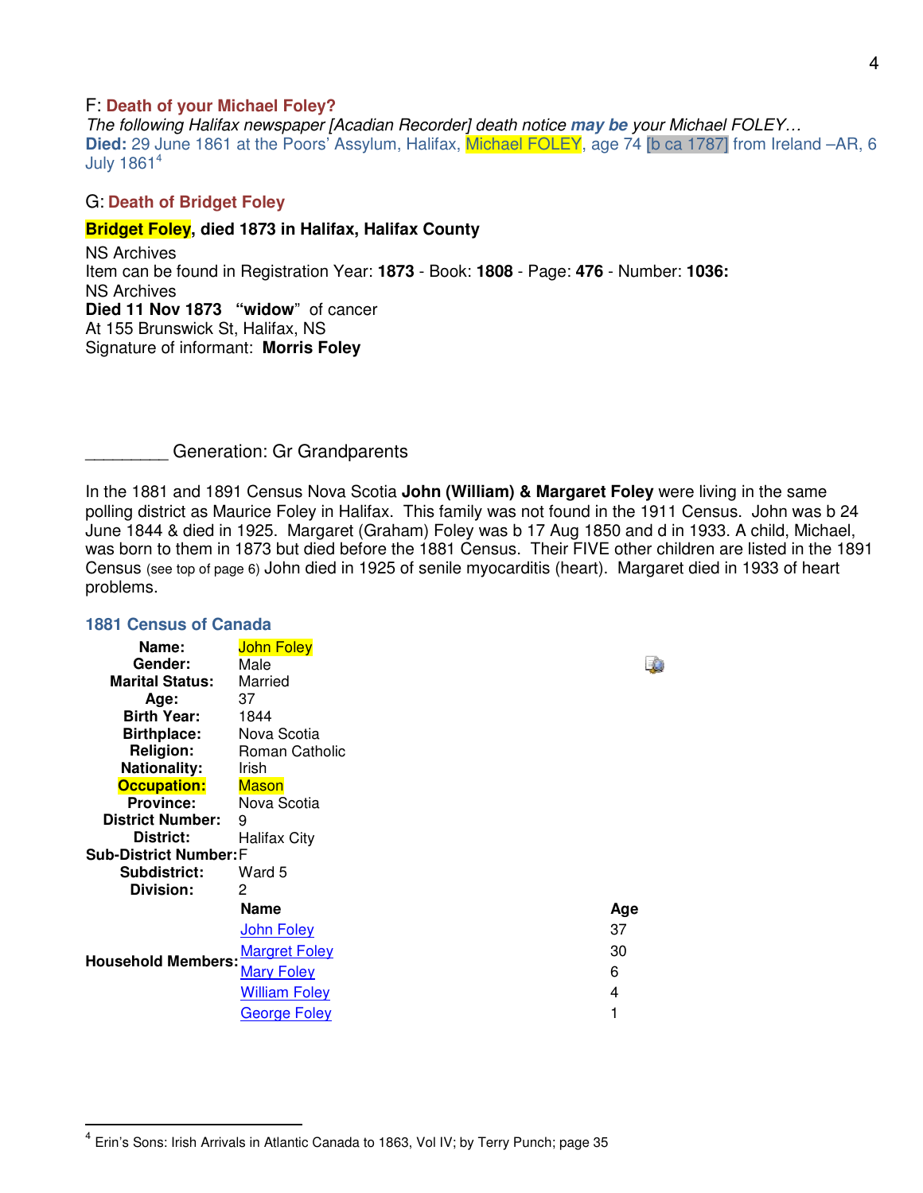### F: **Death of your Michael Foley?**

*The following Halifax newspaper [Acadian Recorder] death notice* ***may be*** *your Michael FOLEY…*

**Died:** 29 June 1861 at the Poors' Assylum, Halifax, Michael FOLEY, age 74 [b ca 1787] from Ireland –AR, 6 July 1861[4]

### G: **Death of Bridget Foley**

**Bridget Foley, died 1873 in Halifax, Halifax County**

NS Archives
Item can be found in Registration Year: **1873** - Book: **1808** - Page: **476** - Number: **1036:**
NS Archives
**Died 11 Nov 1873 "widow"** of cancer
At 155 Brunswick St, Halifax, NS
Signature of informant: **Morris Foley**

________ Generation: Gr Grandparents

In the 1881 and 1891 Census Nova Scotia **John (William) & Margaret Foley** were living in the same polling district as Maurice Foley in Halifax. This family was not found in the 1911 Census. John was b 24 June 1844 & died in 1925. Margaret (Graham) Foley was b 17 Aug 1850 and d in 1933. A child, Michael, was born to them in 1873 but died before the 1881 Census. Their FIVE other children are listed in the 1891 Census (see top of page 6) John died in 1925 of senile myocarditis (heart). Margaret died in 1933 of heart problems.

### 1881 Census of Canada

| | |
|---|---|
| **Name:** | John Foley |
| **Gender:** | Male |
| **Marital Status:** | Married |
| **Age:** | 37 |
| **Birth Year:** | 1844 |
| **Birthplace:** | Nova Scotia |
| **Religion:** | Roman Catholic |
| **Nationality:** | Irish |
| **Occupation:** | Mason |
| **Province:** | Nova Scotia |
| **District Number:** | 9 |
| **District:** | Halifax City |
| **Sub-District Number:** | F |
| **Subdistrict:** | Ward 5 |
| **Division:** | 2 |

**Household Members:**

| Name | Age |
|---|---|
| John Foley | 37 |
| Margret Foley | 30 |
| Mary Foley | 6 |
| William Foley | 4 |
| George Foley | 1 |

[4] Erin's Sons: Irish Arrivals in Atlantic Canada to 1863, Vol IV; by Terry Punch; page 35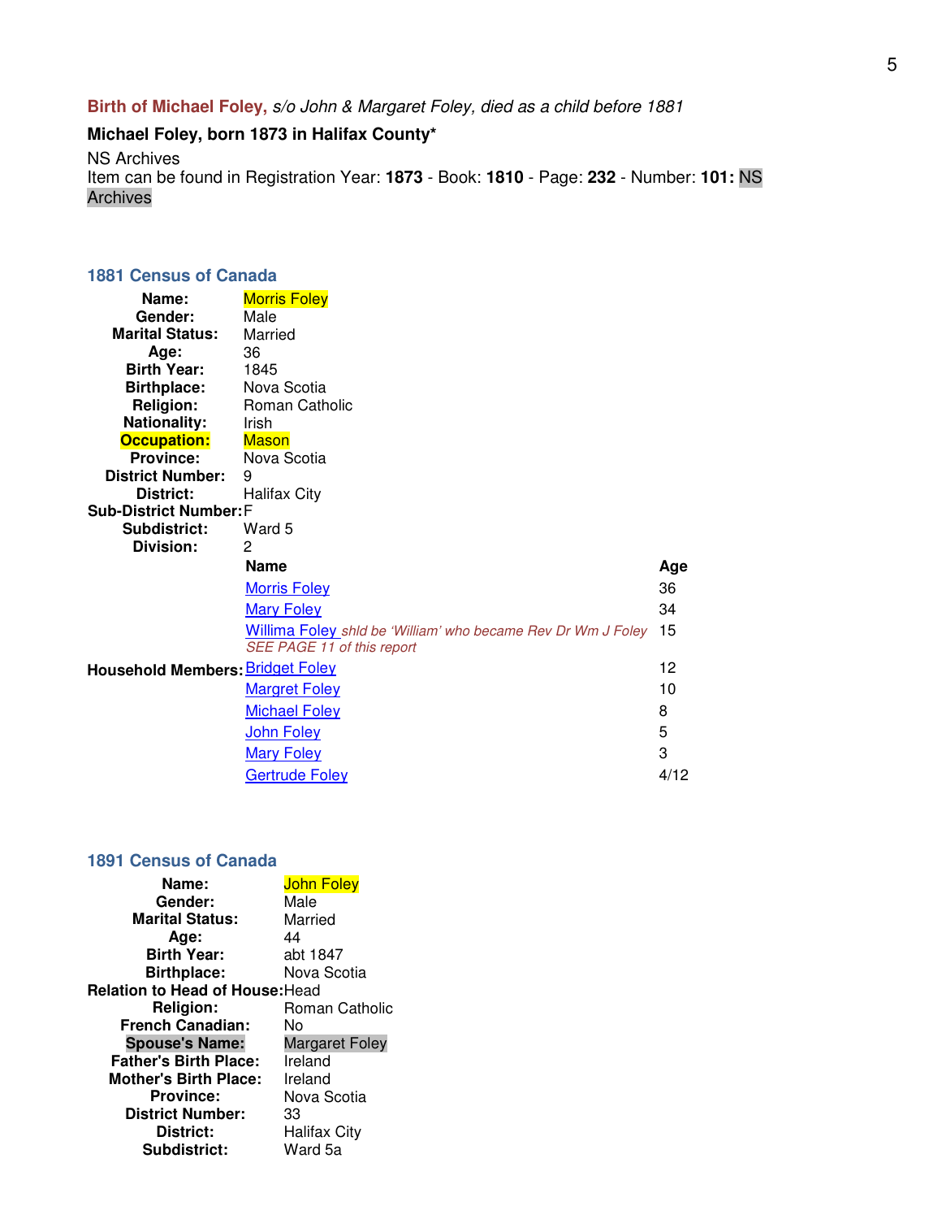**Birth of Michael Foley,** *s/o John & Margaret Foley, died as a child before 1881*

**Michael Foley, born 1873 in Halifax County***

NS Archives
Item can be found in Registration Year: **1873** - Book: **1810** - Page: **232** - Number: **101:** NS Archives

### 1881 Census of Canada

| | |
|---|---|
| **Name:** | Morris Foley |
| **Gender:** | Male |
| **Marital Status:** | Married |
| **Age:** | 36 |
| **Birth Year:** | 1845 |
| **Birthplace:** | Nova Scotia |
| **Religion:** | Roman Catholic |
| **Nationality:** | Irish |
| **Occupation:** | Mason |
| **Province:** | Nova Scotia |
| **District Number:** | 9 |
| **District:** | Halifax City |
| **Sub-District Number:** | F |
| **Subdistrict:** | Ward 5 |
| **Division:** | 2 |

**Household Members:**

| Name | Age |
|---|---|
| Morris Foley | 36 |
| Mary Foley | 34 |
| Willima Foley *shld be 'William' who became Rev Dr Wm J Foley SEE PAGE 11 of this report* | 15 |
| Bridget Foley | 12 |
| Margret Foley | 10 |
| Michael Foley | 8 |
| John Foley | 5 |
| Mary Foley | 3 |
| Gertrude Foley | 4/12 |

### 1891 Census of Canada

| | |
|---|---|
| **Name:** | John Foley |
| **Gender:** | Male |
| **Marital Status:** | Married |
| **Age:** | 44 |
| **Birth Year:** | abt 1847 |
| **Birthplace:** | Nova Scotia |
| **Relation to Head of House:** | Head |
| **Religion:** | Roman Catholic |
| **French Canadian:** | No |
| **Spouse's Name:** | Margaret Foley |
| **Father's Birth Place:** | Ireland |
| **Mother's Birth Place:** | Ireland |
| **Province:** | Nova Scotia |
| **District Number:** | 33 |
| **District:** | Halifax City |
| **Subdistrict:** | Ward 5a |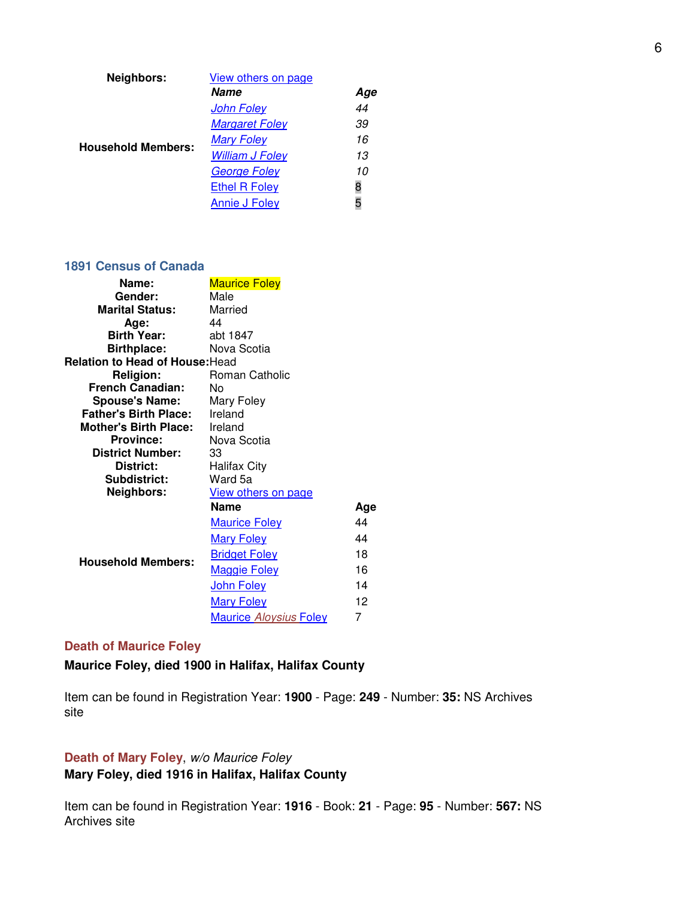**Neighbors:** View others on page

**Household Members:**

| *Name* | *Age* |
|---|---|
| *John Foley* | *44* |
| *Margaret Foley* | *39* |
| *Mary Foley* | *16* |
| *William J Foley* | *13* |
| *George Foley* | *10* |
| Ethel R Foley | 8 |
| Annie J Foley | 5 |

### 1891 Census of Canada

**Name:** Maurice Foley
**Gender:** Male
**Marital Status:** Married
**Age:** 44
**Birth Year:** abt 1847
**Birthplace:** Nova Scotia
**Relation to Head of House:** Head
**Religion:** Roman Catholic
**French Canadian:** No
**Spouse's Name:** Mary Foley
**Father's Birth Place:** Ireland
**Mother's Birth Place:** Ireland
**Province:** Nova Scotia
**District Number:** 33
**District:** Halifax City
**Subdistrict:** Ward 5a
**Neighbors:** View others on page

**Household Members:**

| Name | Age |
|---|---|
| Maurice Foley | 44 |
| Mary Foley | 44 |
| Bridget Foley | 18 |
| Maggie Foley | 16 |
| John Foley | 14 |
| Mary Foley | 12 |
| Maurice *Aloysius* Foley | 7 |

### Death of Maurice Foley

**Maurice Foley, died 1900 in Halifax, Halifax County**

Item can be found in Registration Year: **1900** - Page: **249** - Number: **35:** NS Archives site

### Death of Mary Foley, *w/o Maurice Foley*

**Mary Foley, died 1916 in Halifax, Halifax County**

Item can be found in Registration Year: **1916** - Book: **21** - Page: **95** - Number: **567:** NS Archives site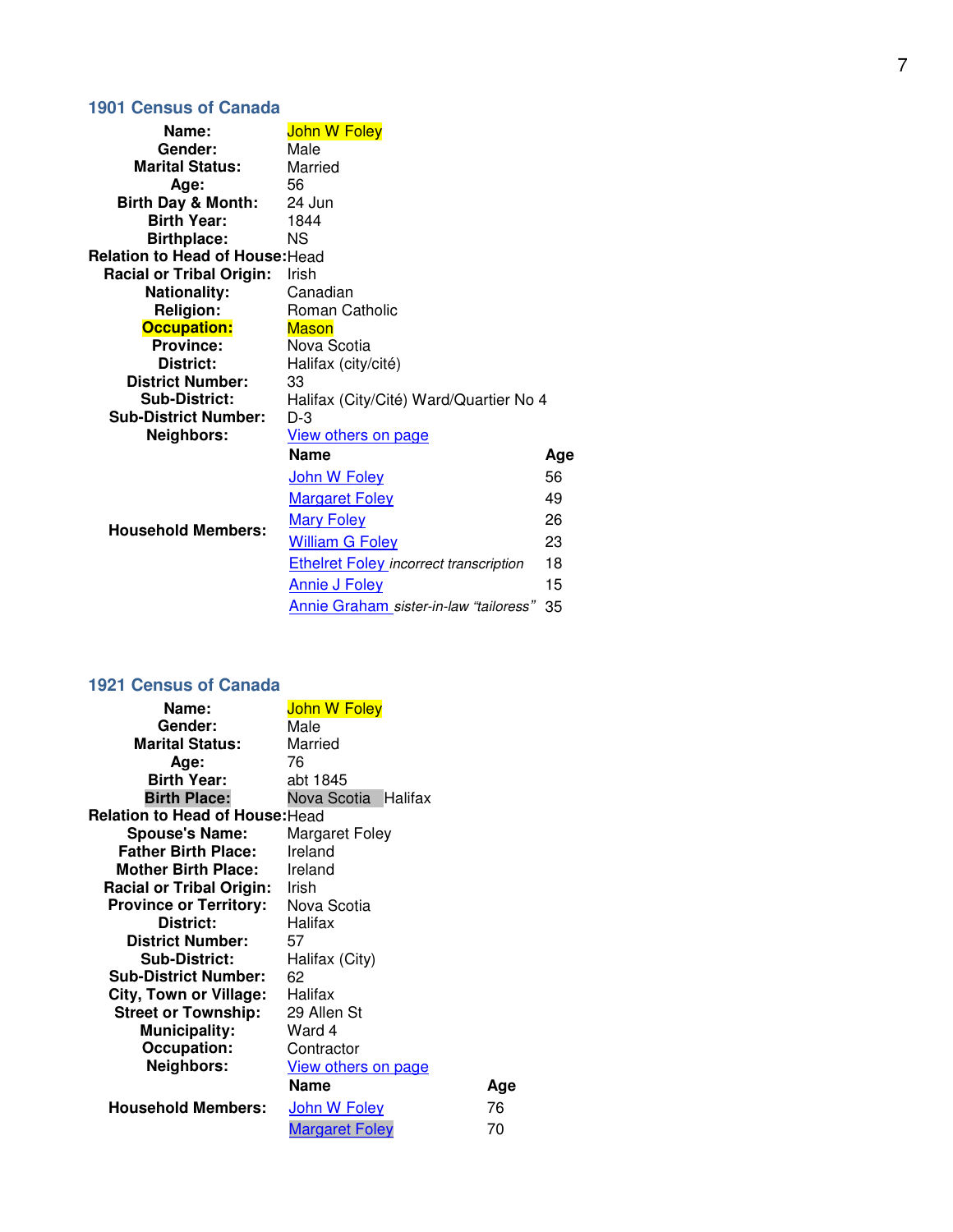## 1901 Census of Canada

**Name:** John W Foley
**Gender:** Male
**Marital Status:** Married
**Age:** 56
**Birth Day & Month:** 24 Jun
**Birth Year:** 1844
**Birthplace:** NS
**Relation to Head of House:** Head
**Racial or Tribal Origin:** Irish
**Nationality:** Canadian
**Religion:** Roman Catholic
**Occupation:** Mason
**Province:** Nova Scotia
**District:** Halifax (city/cité)
**District Number:** 33
**Sub-District:** Halifax (City/Cité) Ward/Quartier No 4
**Sub-District Number:** D-3
**Neighbors:** View others on page

**Household Members:**

| Name | Age |
|---|---|
| John W Foley | 56 |
| Margaret Foley | 49 |
| Mary Foley | 26 |
| William G Foley | 23 |
| Ethelret Foley *incorrect transcription* | 18 |
| Annie J Foley | 15 |
| Annie Graham *sister-in-law "tailoress"* | 35 |

## 1921 Census of Canada

**Name:** John W Foley
**Gender:** Male
**Marital Status:** Married
**Age:** 76
**Birth Year:** abt 1845
**Birth Place:** Nova Scotia Halifax
**Relation to Head of House:** Head
**Spouse's Name:** Margaret Foley
**Father Birth Place:** Ireland
**Mother Birth Place:** Ireland
**Racial or Tribal Origin:** Irish
**Province or Territory:** Nova Scotia
**District:** Halifax
**District Number:** 57
**Sub-District:** Halifax (City)
**Sub-District Number:** 62
**City, Town or Village:** Halifax
**Street or Township:** 29 Allen St
**Municipality:** Ward 4
**Occupation:** Contractor
**Neighbors:** View others on page

**Household Members:**

| Name | Age |
|---|---|
| John W Foley | 76 |
| Margaret Foley | 70 |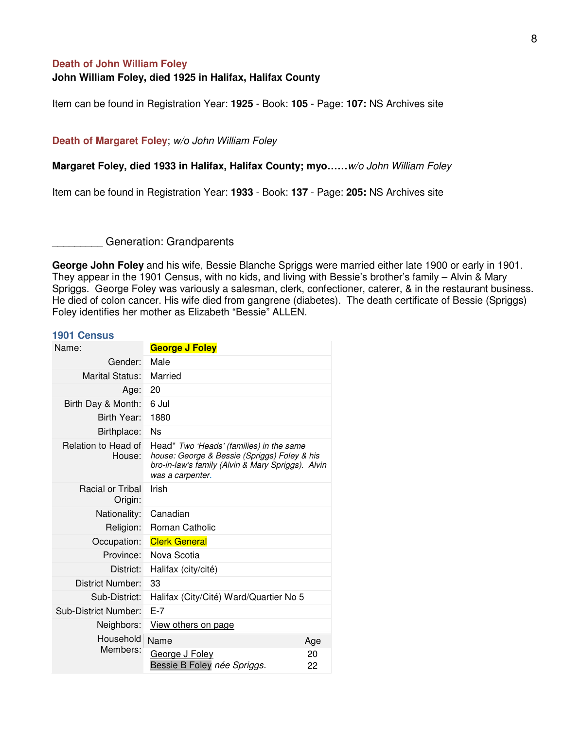### Death of John William Foley

**John William Foley, died 1925 in Halifax, Halifax County**

Item can be found in Registration Year: **1925** - Book: **105** - Page: **107:** NS Archives site

### Death of Margaret Foley; *w/o John William Foley*

**Margaret Foley, died 1933 in Halifax, Halifax County; myo……***w/o John William Foley*

Item can be found in Registration Year: **1933** - Book: **137** - Page: **205:** NS Archives site

________ Generation: Grandparents

**George John Foley** and his wife, Bessie Blanche Spriggs were married either late 1900 or early in 1901. They appear in the 1901 Census, with no kids, and living with Bessie's brother's family – Alvin & Mary Spriggs. George Foley was variously a salesman, clerk, confectioner, caterer, & in the restaurant business. He died of colon cancer. His wife died from gangrene (diabetes). The death certificate of Bessie (Spriggs) Foley identifies her mother as Elizabeth "Bessie" ALLEN.

### 1901 Census

| Name: | George J Foley |
|---|---|
| Gender: | Male |
| Marital Status: | Married |
| Age: | 20 |
| Birth Day & Month: | 6 Jul |
| Birth Year: | 1880 |
| Birthplace: | Ns |
| Relation to Head of House: | Head* *Two 'Heads' (families) in the same house: George & Bessie (Spriggs) Foley & his bro-in-law's family (Alvin & Mary Spriggs). Alvin was a carpenter.* |
| Racial or Tribal Origin: | Irish |
| Nationality: | Canadian |
| Religion: | Roman Catholic |
| Occupation: | Clerk General |
| Province: | Nova Scotia |
| District: | Halifax (city/cité) |
| District Number: | 33 |
| Sub-District: | Halifax (City/Cité) Ward/Quartier No 5 |
| Sub-District Number: | E-7 |
| Neighbors: | View others on page |
| Household Members: | Name — Age<br>George J Foley — 20<br>Bessie B Foley *née Spriggs.* — 22 |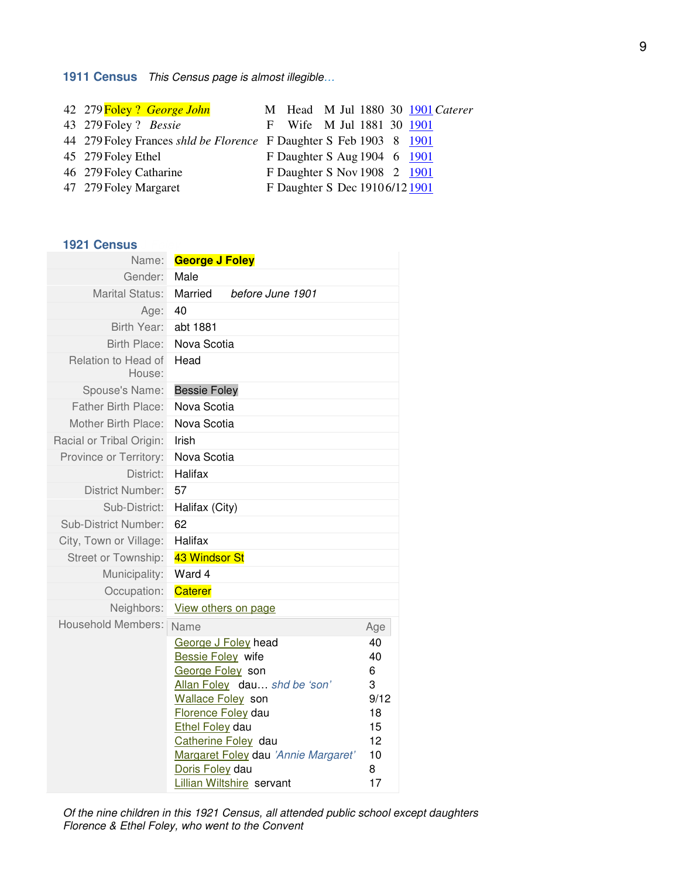### 1911 Census *This Census page is almost illegible…*

| | | | | | | | | | | | |
|---|---|---|---|---|---|---|---|---|---|---|---|
| 42 | 279 | Foley ? *George John* | M | Head | M | Jul | 1880 | 30 | 1901 | *Caterer* |
| 43 | 279 | Foley ? *Bessie* | F | Wife | M | Jul | 1881 | 30 | 1901 | |
| 44 | 279 | Foley Frances *shld be Florence* | F | Daughter | S | Feb | 1903 | 8 | 1901 | |
| 45 | 279 | Foley Ethel | F | Daughter | S | Aug | 1904 | 6 | 1901 | |
| 46 | 279 | Foley Catharine | F | Daughter | S | Nov | 1908 | 2 | 1901 | |
| 47 | 279 | Foley Margaret | F | Daughter | S | Dec | 1910 | 6/12 | 1901 | |

### 1921 Census

| | |
|---|---|
| Name: | **George J Foley** |
| Gender: | Male |
| Marital Status: | Married *before June 1901* |
| Age: | 40 |
| Birth Year: | abt 1881 |
| Birth Place: | Nova Scotia |
| Relation to Head of House: | Head |
| Spouse's Name: | Bessie Foley |
| Father Birth Place: | Nova Scotia |
| Mother Birth Place: | Nova Scotia |
| Racial or Tribal Origin: | Irish |
| Province or Territory: | Nova Scotia |
| District: | Halifax |
| District Number: | 57 |
| Sub-District: | Halifax (City) |
| Sub-District Number: | 62 |
| City, Town or Village: | Halifax |
| Street or Township: | 43 Windsor St |
| Municipality: | Ward 4 |
| Occupation: | Caterer |
| Neighbors: | View others on page |

Household Members:

| Name | Age |
|---|---|
| George J Foley head | 40 |
| Bessie Foley wife | 40 |
| George Foley son | 6 |
| Allan Foley dau… *shd be 'son'* | 3 |
| Wallace Foley son | 9/12 |
| Florence Foley dau | 18 |
| Ethel Foley dau | 15 |
| Catherine Foley dau | 12 |
| Margaret Foley dau *'Annie Margaret'* | 10 |
| Doris Foley dau | 8 |
| Lillian Wiltshire servant | 17 |

*Of the nine children in this 1921 Census, all attended public school except daughters Florence & Ethel Foley, who went to the Convent*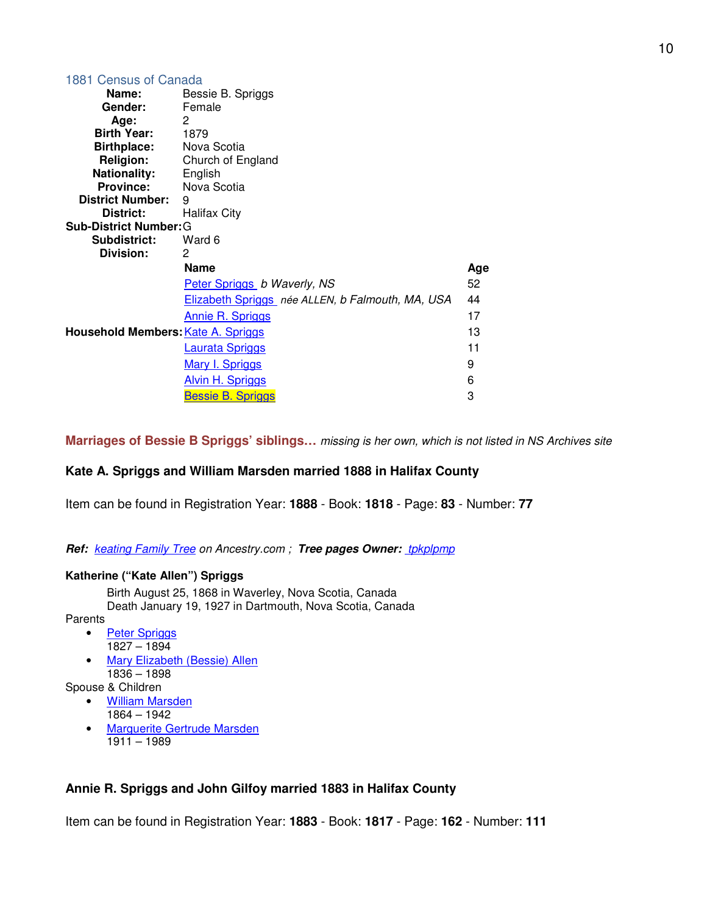## 1881 Census of Canada

| | |
|---|---|
| **Name:** | Bessie B. Spriggs |
| **Gender:** | Female |
| **Age:** | 2 |
| **Birth Year:** | 1879 |
| **Birthplace:** | Nova Scotia |
| **Religion:** | Church of England |
| **Nationality:** | English |
| **Province:** | Nova Scotia |
| **District Number:** | 9 |
| **District:** | Halifax City |
| **Sub-District Number:** | G |
| **Subdistrict:** | Ward 6 |
| **Division:** | 2 |

**Household Members:**

| Name | Age |
|---|---|
| Peter Spriggs *b Waverly, NS* | 52 |
| Elizabeth Spriggs *née ALLEN, b Falmouth, MA, USA* | 44 |
| Annie R. Spriggs | 17 |
| Kate A. Spriggs | 13 |
| Laurata Spriggs | 11 |
| Mary I. Spriggs | 9 |
| Alvin H. Spriggs | 6 |
| Bessie B. Spriggs | 3 |

**Marriages of Bessie B Spriggs' siblings…** *missing is her own, which is not listed in NS Archives site*

**Kate A. Spriggs and William Marsden married 1888 in Halifax County**

Item can be found in Registration Year: **1888** - Book: **1818** - Page: **83** - Number: **77**

***Ref:*** *keating Family Tree on Ancestry.com ;* ***Tree pages Owner:*** *tpkplpmp*

**Katherine ("Kate Allen") Spriggs**

Birth August 25, 1868 in Waverley, Nova Scotia, Canada
Death January 19, 1927 in Dartmouth, Nova Scotia, Canada

Parents

- Peter Spriggs
  1827 – 1894
- Mary Elizabeth (Bessie) Allen
  1836 – 1898

Spouse & Children

- William Marsden
  1864 – 1942
- Marguerite Gertrude Marsden
  1911 – 1989

**Annie R. Spriggs and John Gilfoy married 1883 in Halifax County**

Item can be found in Registration Year: **1883** - Book: **1817** - Page: **162** - Number: **111**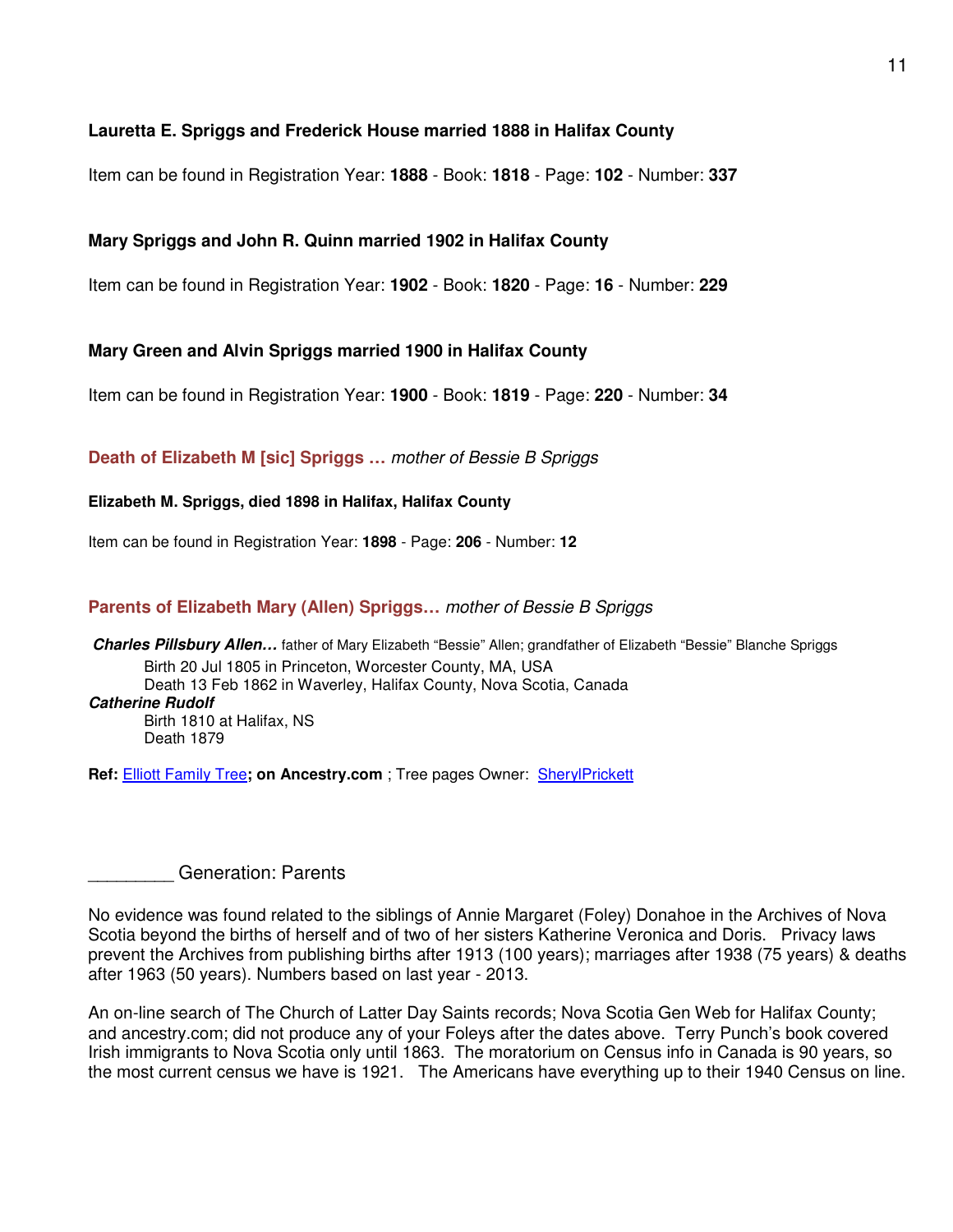**Lauretta E. Spriggs and Frederick House married 1888 in Halifax County**

Item can be found in Registration Year: **1888** - Book: **1818** - Page: **102** - Number: **337**

**Mary Spriggs and John R. Quinn married 1902 in Halifax County**

Item can be found in Registration Year: **1902** - Book: **1820** - Page: **16** - Number: **229**

**Mary Green and Alvin Spriggs married 1900 in Halifax County**

Item can be found in Registration Year: **1900** - Book: **1819** - Page: **220** - Number: **34**

**Death of Elizabeth M [sic] Spriggs …** *mother of Bessie B Spriggs*

**Elizabeth M. Spriggs, died 1898 in Halifax, Halifax County**

Item can be found in Registration Year: **1898** - Page: **206** - Number: **12**

**Parents of Elizabeth Mary (Allen) Spriggs…** *mother of Bessie B Spriggs*

***Charles Pillsbury Allen…*** father of Mary Elizabeth "Bessie" Allen; grandfather of Elizabeth "Bessie" Blanche Spriggs

Birth 20 Jul 1805 in Princeton, Worcester County, MA, USA
Death 13 Feb 1862 in Waverley, Halifax County, Nova Scotia, Canada

***Catherine Rudolf***

Birth 1810 at Halifax, NS
Death 1879

**Ref:** Elliott Family Tree**; on Ancestry.com** ; Tree pages Owner: SherylPrickett

________ Generation: Parents

No evidence was found related to the siblings of Annie Margaret (Foley) Donahoe in the Archives of Nova Scotia beyond the births of herself and of two of her sisters Katherine Veronica and Doris. Privacy laws prevent the Archives from publishing births after 1913 (100 years); marriages after 1938 (75 years) & deaths after 1963 (50 years). Numbers based on last year - 2013.

An on-line search of The Church of Latter Day Saints records; Nova Scotia Gen Web for Halifax County; and ancestry.com; did not produce any of your Foleys after the dates above. Terry Punch's book covered Irish immigrants to Nova Scotia only until 1863. The moratorium on Census info in Canada is 90 years, so the most current census we have is 1921. The Americans have everything up to their 1940 Census on line.